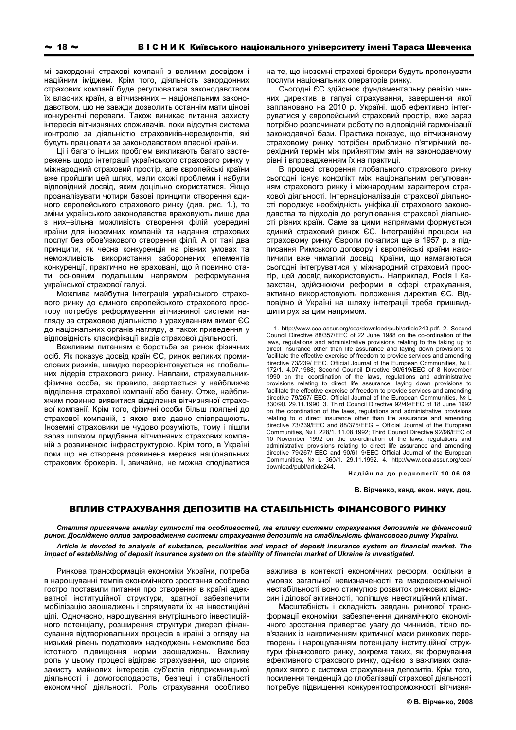мі закордонні страхові компанії з великим досвідом і надійним іміджем. Крім того, діяльність закордонних страхових компанії буде регулюватися законодавством їх власних країн, а вітчизняних - національним законодавством, що не завжди дозволить останнім мати цінові конкурентні переваги. Також виникає питання захисту інтересів вітчизняних споживачів, поки відсутня система контролю за діяльністю страховиків-нерезидентів, які будуть працювати за законодавством власної країни.

Ці і багато інших проблем викликають багато застережень щодо інтеграції українського страхового ринку у міжнародний страховий простір, але європейські країни вже пройшли цей шлях, мали схожі проблеми і набули відповідний досвід, яким доцільно скористатися. Якщо проаналізувати чотири базові принципи створення єдиного європейського страхового ринку (див. рис. 1.), то зміни українського законодавства враховують лише два з них-вільна можливість створення філій усередині країни для іноземних компаній та надання страхових послуг без обов'язкового створення філії. А от такі два принципи, як чесна конкуренція на рівних умовах та неможливість використання заборонених елементів конкуренції, практично не враховані, що й повинно стати основним подальшим напрямом реформування української страхової галузі.

Можлива майбутня інтеграція українського страхового ринку до єдиного європейського страхового простору потребує реформування вітчизняної системи нагляду за страховою діяльністю з урахуванням вимог ЄС до національних органів нагляду, а також приведення у відповідність класифікації видів страхової діяльності.

Важливим питанням є боротьба за ринок фізичних осіб. Як показує досвід країн ЄС, ринок великих промислових ризиків, швидко переорієнтовується на глобальних лідерів страхового ринку. Навпаки, страхувальникфізична особа, як правило, звертається у найближче відділення страхової компанії або банку. Отже, найближчим повинно виявитися відділення вітчизняної страхової компанії. Крім того, фізичні особи більш лояльні до страхової компаній, з якою вже давно співпрацюють. Іноземні страховики це чудово розуміють, тому і пішли зараз шляхом придбання вітчизняних страхових компаній з розвиненою інфраструктурою. Крім того, в Україні поки що не створена розвинена мережа національних страхових брокерів. І, звичайно, не можна сподіватися

на те, що іноземні страхові брокери будуть пропонувати послуги національних операторів ринку.

Сьогодні ЄС здійснює фундаментальну ревізію чинних директив в галузі страхування, завершення якої заплановано на 2010 р. Україні, щоб ефективно інтегруватися у європейський страховий простір, вже зараз потрібно розпочинати роботу по відповідній гармонізації законодавчої бази. Практика показує, що вітчизняному страховому ринку потрібен приблизно п'ятирічний перехідний термін між прийняттям змін на законодавчому рівні і впровадженням їх на практиці.

В процесі створення глобального страхового ринку сьогодні існує конфлікт між національним регулюванням страхового ринку і міжнародним характером страхової діяльності. Інтернаціоналізація страхової діяльності породжує необхідність уніфікації страхового законодавства та підходів до регулювання страхової діяльності різних країн. Саме за цими напрямами формується єдиний страховий ринок ЄС. Інтеграційні процеси на страховому ринку Європи почалися ще в 1957 р. з підписання Римського договору і європейські країни накопичили вже чималий досвід. Країни, що намагаються сьогодні інтегруватися у міжнародний страховий простір, цей досвід використовують. Наприклад, Росія і Казахстан, здійснюючи реформи в сфері страхування, активно використовують положення директив ЄС. Відповідно й Україні на шляху інтеграції треба пришвидшити рух за цим напрямом.

1. http://www.cea.assur.org/cea/download/publ/article243.pdf. 2. Second Council Directive 88/357/EEC of 22 June 1988 on the co-ordination of the laws, regulations and administrative provisions relating to the taking up to direct insurance other than life assurance and laving down provisions to facilitate the effective exercise of freedom to provide services and amending directive 73/239/ EEC. Official Journal of the European Communities. Nº L 172/1. 4.07.1988; Second Council Directive 90/619/EEC of 8 November 1990 on the coordination of the laws, regulations and administrative provisions relating to direct life assurance, laying down provisions to facilitate the effective exercise of freedom to provide services and amending directive 79/267/ EEC. Official Journal of the European Communities, Nº L 330/90. 29.11.1990. 3. Third Council Directive 92/49/EEC of 18 June 1992 on the coordination of the laws, regulations and administrative provisions relating to o direct insurance other than life assurance and amending directive 73/239/EEC and 88/375/EEG - Official Journal of the European Communities, Nº L 228/1. 11.08.1992; Third Council Directive 92/96/EEC of 10 November 1992 on the co-ordination of the laws, regulations and administrative provisions relating to direct life assurance and amending directive 79/267/ EEC and 90/61 9/EEC Official Journal of the European Communities, Nº L 360/1. 29.11.1992. 4. http://www.cea.assur.org/cea/ download/publ/article244.

Надійшла до редколегії 10.06.08

В. Вірченко, канд. екон. наук, доц.

## ВПЛИВ СТРАХУВАННЯ ДЕПОЗИТІВ НА СТАБІЛЬНІСТЬ ФІНАНСОВОГО РИНКУ

Стаття присвячена аналізу сутності та особливостей, та впливу системи страхування депозитів на фінансовий ринок. Досліджено вплив запровадження системи страхування депозитів на стабільність фінансового ринку України. Article is devoted to analysis of substance, peculiarities and impact of deposit insurance system on financial market. The impact of establishing of deposit insurance system on the stability of financial market of Ukraine is investigated.

Ринкова трансформація економіки України, потреба в нарощуванні темпів економічного зростання особливо гостро поставили питання про створення в країні адекватної інституційної структури, здатної забезпечити мобілізацію заощаджень і спрямувати їх на інвестиційні цілі. Одночасно, нарощування внутрішнього інвестиційного потенціалу, розширення структури джерел фінансування відтворювальних процесів в країні з огляду на низький рівень податкових надходжень неможливе без істотного підвищення норми заощаджень. Важливу роль у цьому процесі відіграє страхування, що сприяє захисту майнових інтересів суб'єктів підприємницької діяльності і домогосподарств, безпеці і стабільності економічної діяльності. Роль страхування особливо

важлива в контексті економічних реформ, оскільки в умовах загальної невизначеності та макроекономічної нестабільності воно стимулює розвиток ринкових відносин і ділової активності, поліпшує інвестиційний клімат.

Масштабність і складність завдань ринкової трансформації економіки, забезпечення динамічного економічного зростання привертає увагу до чинників, тісно пов'язаних із накопиченням критичної маси ринкових перетворень і нарощуванням потенціалу інституційної структури фінансового ринку, зокрема таких, як формування ефективного страхового ринку, однією із важливих складових якого є система страхування депозитів. Крім того, посилення тенденцій до глобалізації страхової діяльності потребує підвищення конкурентоспроможності вітчизня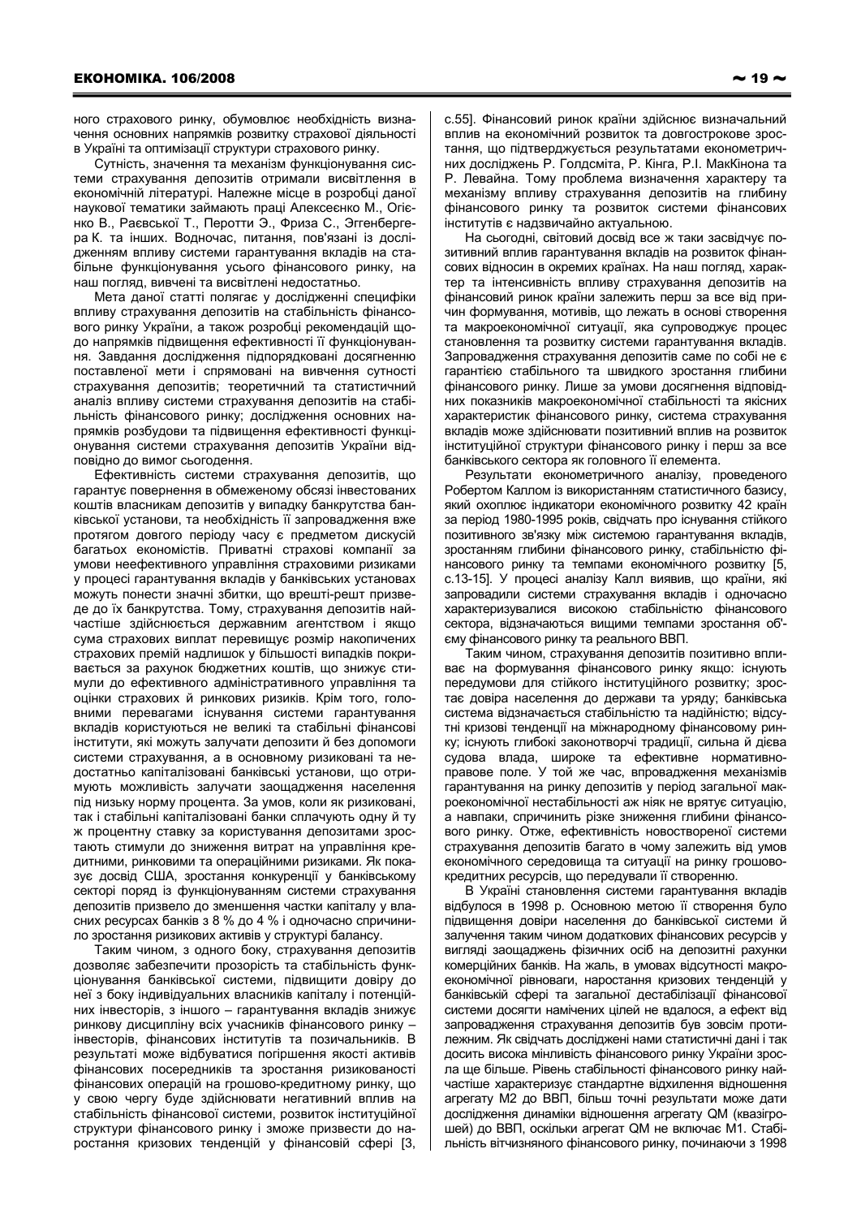ного страхового ринку, обумовлює необхідність визначення основних напрямків розвитку страхової діяльності в Україні та оптимізації структури страхового ринку.

Сутність, значення та механізм функціонування системи страхування депозитів отримали висвітлення в економічній літературі. Належне місце в розробці даної наукової тематики займають праці Алексеєнко М., Огієнко В., Раєвської Т., Перотти Э., Фриза С., Эггенбергера К. та інших. Водночас, питання, пов'язані із дослідженням впливу системи гарантування вкладів на стабільне функціонування усього фінансового ринку, на наш погляд, вивчені та висвітлені недостатньо.

Мета даної статті полягає у дослідженні специфіки впливу страхування депозитів на стабільність фінансового ринку України, а також розробці рекомендацій щодо напрямків підвищення ефективності її функціонування. Завдання дослідження підпорядковані досягненню поставленої мети і спрямовані на вивчення сутності страхування депозитів; теоретичний та статистичний аналіз впливу системи страхування депозитів на стабільність фінансового ринку; дослідження основних напрямків розбудови та підвищення ефективності функціонування системи страхування депозитів України відповідно до вимог сьогодення.

Ефективність системи страхування депозитів. що гарантує повернення в обмеженому обсязі інвестованих коштів власникам депозитів у випадку банкрутства банківської установи, та необхідність її запровадження вже протягом довгого періоду часу є предметом дискусій багатьох економістів. Приватні страхові компанії за умови неефективного управління страховими ризиками у процесі гарантування вкладів у банківських установах можуть понести значні збитки, що врешті-решт призведе до їх банкрутства. Тому, страхування депозитів найчастіше здійснюється державним агентством і якщо сума страхових виплат перевищує розмір накопичених страхових премій надлишок у більшості випадків покривається за рахунок бюджетних коштів, що знижує стимули до ефективного адміністративного управління та оцінки страхових й ринкових ризиків. Крім того, головними перевагами існування системи гарантування вкладів користуються не великі та стабільні фінансові інститути, які можуть залучати депозити й без допомоги системи страхування, а в основному ризиковані та недостатньо капіталізовані банківські установи, що отримують можливість залучати заощадження населення під низьку норму процента. За умов, коли як ризиковані, так і стабільні капіталізовані банки сплачують одну й ту ж процентну ставку за користування депозитами зростають стимули до зниження витрат на управління кредитними, ринковими та операційними ризиками. Як показує досвід США, зростання конкуренції у банківському секторі поряд із функціонуванням системи страхування депозитів призвело до зменшення частки капіталу у власних ресурсах банків з 8 % до 4 % і одночасно спричинило зростання ризикових активів у структурі балансу.

Таким чином, з одного боку, страхування депозитів дозволяє забезпечити прозорість та стабільність функціонування банківської системи, підвищити довіру до неї з боку індивідуальних власників капіталу і потенційних інвесторів, з іншого - гарантування вкладів знижує ринкову дисципліну всіх учасників фінансового ринку інвесторів, фінансових інститутів та позичальників. В результаті може відбуватися погіршення якості активів фінансових посередників та зростання ризикованості фінансових операцій на грошово-кредитному ринку, що у свою чергу буде здійснювати негативний вплив на стабільність фінансової системи, розвиток інституційної структури фінансового ринку і зможе призвести до наростання кризових тенденцій у фінансовій сфері [3,

с.55]. Фінансовий ринок країни здійснює визначальний вплив на економічний розвиток та довгострокове зростання, що підтверджується результатами економетричних досліджень Р. Голдсміта, Р. Кінга, Р. І. МакКінона та Р. Левайна. Тому проблема визначення характеру та механізму впливу страхування депозитів на глибину фінансового ринку та розвиток системи фінансових інститутів є надзвичайно актуальною.

На сьогодні, світовий досвід все ж таки засвідчує позитивний вплив гарантування вкладів на розвиток фінансових відносин в окремих країнах. На наш погляд, характер та інтенсивність впливу страхування депозитів на фінансовий ринок країни залежить перш за все від причин формування, мотивів, що лежать в основі створення та макроекономічної ситуації, яка супроводжує процес становлення та розвитку системи гарантування вкладів. Запровадження страхування депозитів саме по собі не є гарантією стабільного та швидкого зростання глибини фінансового ринку. Лише за умови досягнення відповідних показників макроекономічної стабільності та якісних характеристик фінансового ринку, система страхування вкладів може здійснювати позитивний вплив на розвиток інституційної структури фінансового ринку і перш за все банківського сектора як головного її елемента.

Результати економетричного аналізу, проведеного Робертом Каллом із використанням статистичного базису, який охоплює індикатори економічного розвитку 42 країн за період 1980-1995 років, свідчать про існування стійкого позитивного зв'язку між системою гарантування вкладів, зростанням глибини фінансового ринку, стабільністю фінансового ринку та темпами економічного розвитку [5. с.13-15]. У процесі аналізу Калл виявив, що країни, які запровадили системи страхування вкладів і одночасно характеризувалися високою стабільністю фінансового сектора, відзначаються вищими темпами зростання об'єму фінансового ринку та реального ВВП.

Таким чином, страхування депозитів позитивно впливає на формування фінансового ринку якщо: існують передумови для стійкого інституційного розвитку; зростає довіра населення до держави та уряду; банківська система відзначається стабільністю та надійністю; відсутні кризові тенденції на міжнародному фінансовому ринку; існують глибокі законотворчі традиції, сильна й дієва судова влада, широке та ефективне нормативноправове поле. У той же час, впровадження механізмів гарантування на ринку депозитів у період загальної макроекономічної нестабільності аж ніяк не врятує ситуацію, а навпаки, спричинить різке зниження глибини фінансового ринку. Отже, ефективність новоствореної системи страхування депозитів багато в чому залежить від умов економічного середовища та ситуації на ринку грошовокредитних ресурсів, що передували її створенню.

В Україні становлення системи гарантування вкладів відбулося в 1998 р. Основною метою її створення було підвищення довіри населення до банківської системи й залучення таким чином додаткових фінансових ресурсів у вигляді заошаджень фізичних осіб на депозитні рахунки комерційних банків. На жаль, в умовах відсутності макроекономічної рівноваги, наростання кризових тенденцій у банківській сфері та загальної дестабілізації фінансової системи досягти намічених цілей не вдалося, а ефект від запровадження страхування депозитів був зовсім протилежним. Як свідчать досліджені нами статистичні дані і так досить висока мінливість фінансового ринку України зросла ще більше. Рівень стабільності фінансового ринку найчастіше характеризує стандартне відхилення відношення агрегату М2 до ВВП, більш точні результати може дати дослідження динаміки відношення агрегату QM (квазігрошей) до ВВП, оскільки агрегат QM не включає М1. Стабільність вітчизняного фінансового ринку, починаючи з 1998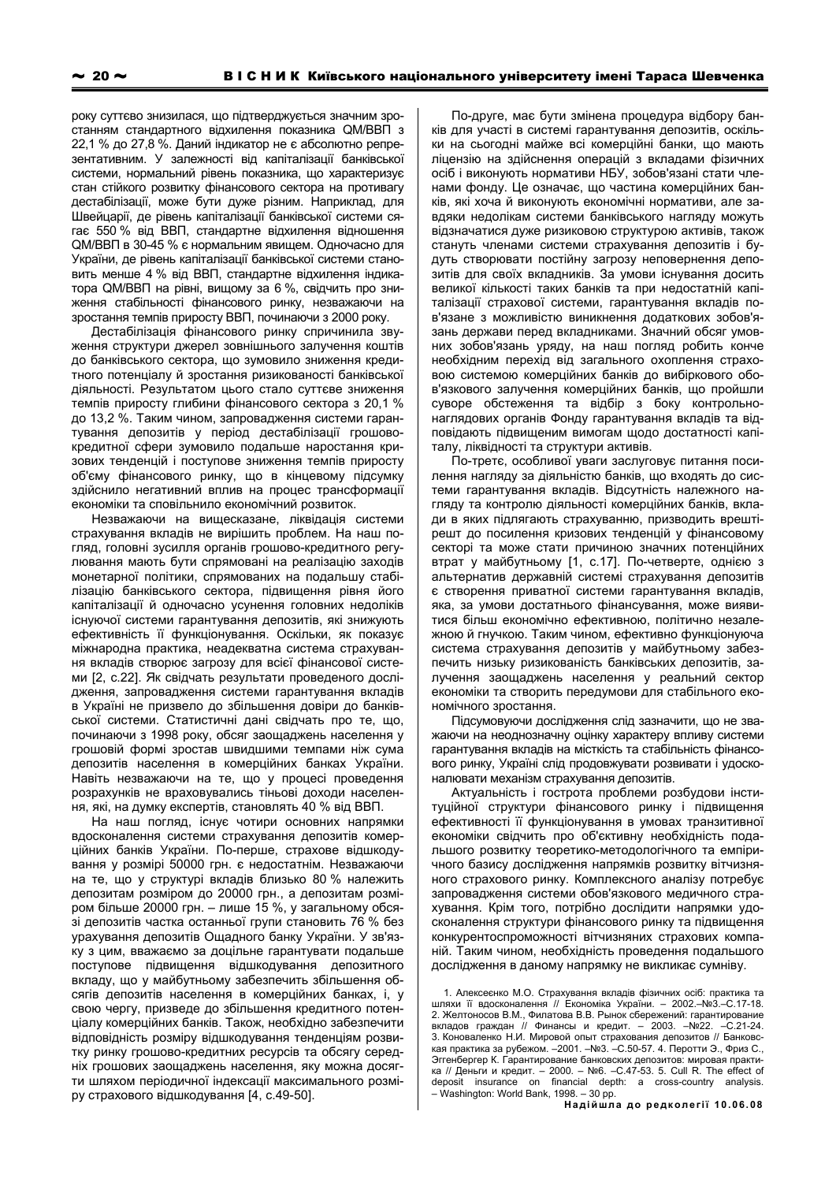року суттєво знизилася, що підтверджується значним зростанням стандартного відхилення показника QM/BBП з 22,1 % до 27,8 %. Даний індикатор не є абсолютно репрезентативним. У залежності від капіталізації банківської системи, нормальний рівень показника, що характеризує стан стійкого розвитку фінансового сектора на противагу дестабілізації, може бути дуже різним. Наприклад, для Швейцарії, де рівень капіталізації банківської системи сягає 550 % від ВВП, стандартне відхилення відношення QM/BBП в 30-45 % є нормальним явищем. Одночасно для України, де рівень капіталізації банківської системи становить менше 4 % від ВВП, стандартне відхилення індикатора QM/ВВП на рівні, вищому за 6 %, свідчить про зниження стабільності фінансового ринку, незважаючи на зростання темпів приросту ВВП, починаючи з 2000 року.

Дестабілізація фінансового ринку спричинила звуження структури джерел зовнішнього залучення коштів до банківського сектора, що зумовило зниження кредитного потенціалу й зростання ризикованості банківської діяльності. Результатом цього стало суттєве зниження темпів приросту глибини фінансового сектора з 20,1 % до 13.2 %. Таким чином, запровадження системи гарантування депозитів у період дестабілізації грошовокредитної сфери зумовило подальше наростання кризових тенденцій і поступове зниження темпів приросту об'єму фінансового ринку, що в кінцевому підсумку здійснило негативний вплив на процес трансформації економіки та сповільнило економічний розвиток.

Незважаючи на вищесказане, ліквідація системи страхування вкладів не вирішить проблем. На наш погляд, головні зусилля органів грошово-кредитного регулювання мають бути спрямовані на реалізацію заходів монетарної політики, спрямованих на подальшу стабілізацію банківського сектора, підвищення рівня його капіталізації й одночасно усунення головних недоліків існуючої системи гарантування депозитів, які знижують ефективність її функціонування. Оскільки, як показує міжнародна практика, неадекватна система страхування вкладів створює загрозу для всієї фінансової системи [2, с.22]. Як свідчать результати проведеного дослідження, запровадження системи гарантування вкладів в Україні не призвело до збільшення довіри до банківської системи. Статистичні дані свідчать про те, що, починаючи з 1998 року, обсяг заощаджень населення у грошовій формі зростав швидшими темпами ніж сума депозитів населення в комерційних банках України. Навіть незважаючи на те, що у процесі проведення розрахунків не враховувались тіньові доходи населення, які, на думку експертів, становлять 40 % від ВВП.

На наш погляд, існує чотири основних напрямки вдосконалення системи страхування депозитів комерційних банків України. По-перше, страхове відшкодування у розмірі 50000 грн. є недостатнім. Незважаючи на те, що у структурі вкладів близько 80 % належить депозитам розміром до 20000 грн., а депозитам розміром більше 20000 грн. - лише 15 %, у загальному обсязі депозитів частка останньої групи становить 76 % без урахування депозитів Ощадного банку України. У зв'язку з цим, вважаємо за доцільне гарантувати подальше поступове підвищення відшкодування депозитного вкладу, що у майбутньому забезпечить збільшення обсягів депозитів населення в комерційних банках, і, у свою чергу, призведе до збільшення кредитного потенціалу комерційних банків. Також, необхідно забезпечити відповідність розміру відшкодування тенденціям розвитку ринку грошово-кредитних ресурсів та обсягу середніх грошових заощаджень населення, яку можна досягти шляхом періодичної індексації максимального розміру страхового відшкодування [4, с.49-50].

По-друге, має бути змінена процедура відбору банків для участі в системі гарантування депозитів, оскільки на сьогодні майже всі комерційні банки, що мають ліцензію на здійснення операцій з вкладами фізичних осіб і виконують нормативи НБУ, зобов'язані стати членами фонду. Це означає, що частина комерційних банків, які хоча й виконують економічні нормативи, але завдяки недолікам системи банківського нагляду можуть відзначатися дуже ризиковою структурою активів, також стануть членами системи страхування депозитів і будуть створювати постійну загрозу неповернення депозитів для своїх вкладників. За умови існування досить великої кількості таких банків та при недостатній капіталізації страхової системи, гарантування вкладів пов'язане з можливістю виникнення додаткових зобов'язань держави перед вкладниками. Значний обсяг умовних зобов'язань уряду, на наш погляд робить конче необхідним перехід від загального охоплення страховою системою комерційних банків до вибіркового обов'язкового залучення комерційних банків, що пройшли суворе обстеження та відбір з боку контрольнонаглядових органів Фонду гарантування вкладів та відповідають підвищеним вимогам щодо достатності капіталу, ліквідності та структури активів.

По-трете, особливої уваги заслуговує питання посилення нагляду за діяльністю банків, що входять до системи гарантування вкладів. Відсутність належного нагляду та контролю діяльності комерційних банків, вклади в яких підлягають страхуванню, призводить врештірешт до посилення кризових тенденцій у фінансовому секторі та може стати причиною значних потенційних втрат у майбутньому [1, с.17]. По-четверте, однією з альтернатив державній системі страхування депозитів є створення приватної системи гарантування вкладів, яка, за умови достатнього фінансування, може виявитися більш економічно ефективною, політично незалежною й гнучкою. Таким чином, ефективно функціонуюча система страхування депозитів у майбутньому забезпечить низьку ризикованість банківських депозитів, залучення заощаджень населення у реальний сектор економіки та створить передумови для стабільного економічного зростання.

Підсумовуючи дослідження слід зазначити, що не зважаючи на неоднозначну оцінку характеру впливу системи гарантування вкладів на місткість та стабільність фінансового ринку. Україні слід продовжувати розвивати і удосконалювати механізм страхування депозитів.

Актуальність і гострота проблеми розбудови інституційної структури фінансового ринку і підвищення ефективності її функціонування в умовах транзитивної економіки свідчить про об'єктивну необхідність подальшого розвитку теоретико-методологічного та емпіричного базису дослідження напрямків розвитку вітчизняного страхового ринку. Комплексного аналізу потребує запровадження системи обов'язкового медичного страхування. Крім того, потрібно дослідити напрямки удосконалення структури фінансового ринку та підвищення конкурентоспроможності вітчизняних страхових компаній. Таким чином, необхідність проведення подальшого дослідження в даному напрямку не викликає сумніву.

<sup>1.</sup> Алексеєнко М.О. Страхування вкладів фізичних осіб: практика та шляхи її вдосконалення // Економіка України. - 2002. - №3. - С.17-18. 2. Желтоносов В.М., Филатова В.В. Рынок сбережений: гарантирование вкладов граждан // Финансы и кредит - 2003 - Ne22  $C.21.24$ 3. Коноваленко Н.И. Мировой опыт страхования депозитов // Банковская практика за рубежом. - 2001. - №3. - С.50-57. 4. Перотти Э., Фриз С., Эггенбергер К. Гарантирование банковских депозитов: мировая практика // Деньги и кредит. - 2000. - №6. -С.47-53. 5. Сull R. The effect of deposit insurance on financial depth: a cross-country analysis. - Washington: World Bank, 1998. - 30 pp.